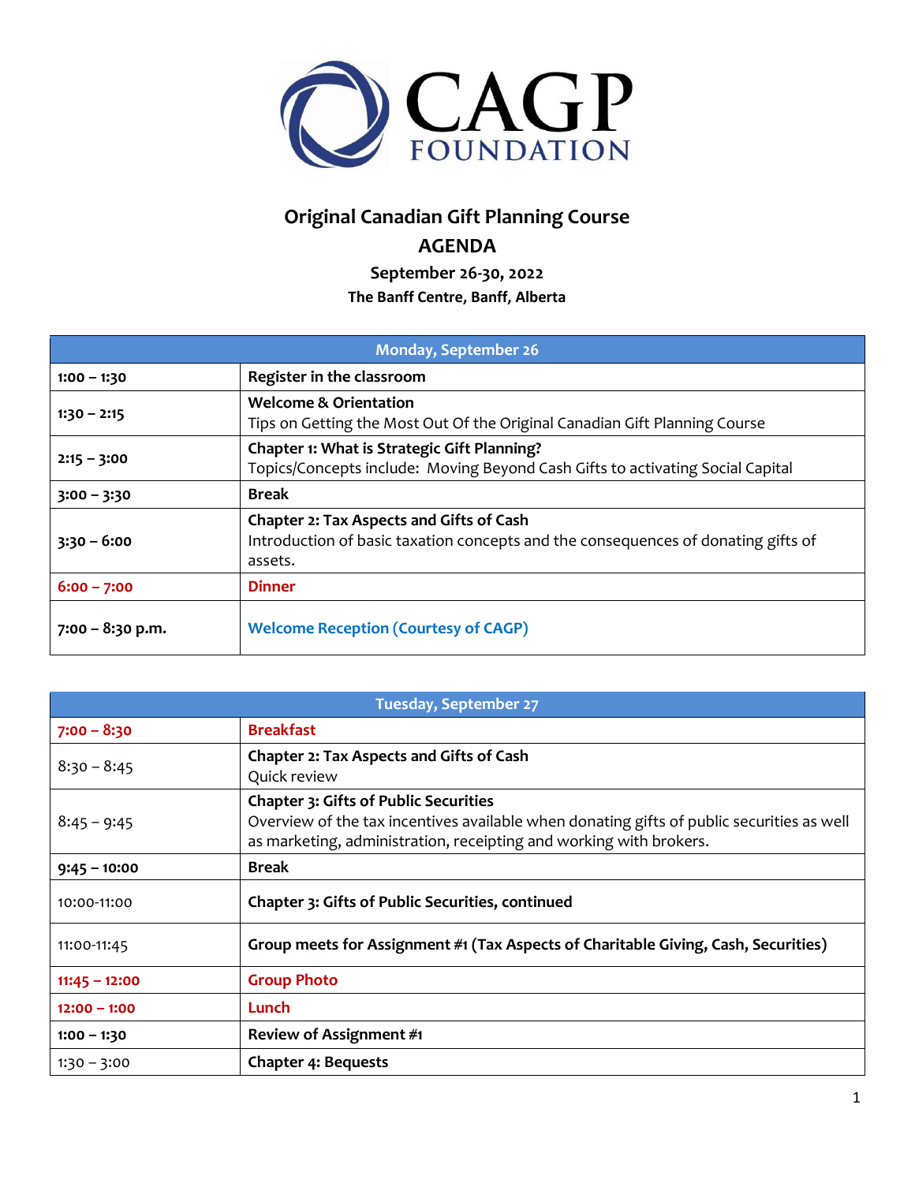CAGP FOUNDATION

# Original Canadian Gift Planning Course

## AGENDA

**September 26-30, 2022**

**The Banff Centre, Banff, Alberta**

| Monday, September 26 | |
|---|---|
| **1:00 – 1:30** | **Register in the classroom** |
| **1:30 – 2:15** | **Welcome & Orientation**<br>Tips on Getting the Most Out Of the Original Canadian Gift Planning Course |
| **2:15 – 3:00** | **Chapter 1: What is Strategic Gift Planning?**<br>Topics/Concepts include: Moving Beyond Cash Gifts to activating Social Capital |
| **3:00 – 3:30** | **Break** |
| **3:30 – 6:00** | **Chapter 2: Tax Aspects and Gifts of Cash**<br>Introduction of basic taxation concepts and the consequences of donating gifts of assets. |
| **6:00 – 7:00** | **Dinner** |
| **7:00 – 8:30 p.m.** | **Welcome Reception (Courtesy of CAGP)** |

| Tuesday, September 27 | |
|---|---|
| **7:00 – 8:30** | **Breakfast** |
| 8:30 – 8:45 | **Chapter 2: Tax Aspects and Gifts of Cash**<br>Quick review |
| 8:45 – 9:45 | **Chapter 3: Gifts of Public Securities**<br>Overview of the tax incentives available when donating gifts of public securities as well as marketing, administration, receipting and working with brokers. |
| **9:45 – 10:00** | **Break** |
| 10:00-11:00 | **Chapter 3: Gifts of Public Securities, continued** |
| 11:00-11:45 | **Group meets for Assignment #1 (Tax Aspects of Charitable Giving, Cash, Securities)** |
| **11:45 – 12:00** | **Group Photo** |
| **12:00 – 1:00** | **Lunch** |
| **1:00 – 1:30** | **Review of Assignment #1** |
| 1:30 – 3:00 | **Chapter 4: Bequests** |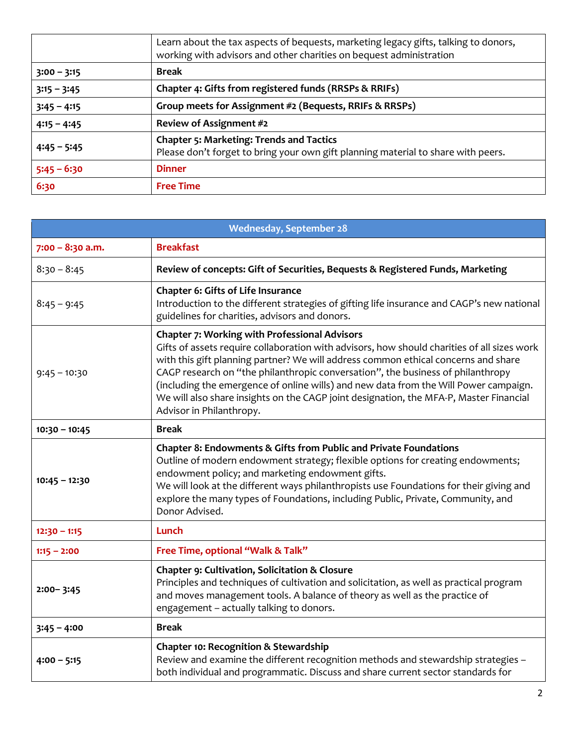| | |
|---|---|
| | Learn about the tax aspects of bequests, marketing legacy gifts, talking to donors, working with advisors and other charities on bequest administration |
| **3:00 – 3:15** | **Break** |
| **3:15 – 3:45** | **Chapter 4: Gifts from registered funds (RRSPs & RRIFs)** |
| **3:45 – 4:15** | **Group meets for Assignment #2 (Bequests, RRIFs & RRSPs)** |
| **4:15 – 4:45** | **Review of Assignment #2** |
| **4:45 – 5:45** | **Chapter 5: Marketing: Trends and Tactics** Please don't forget to bring your own gift planning material to share with peers. |
| **5:45 – 6:30** | **Dinner** |
| **6:30** | **Free Time** |

| Wednesday, September 28 | |
|---|---|
| **7:00 – 8:30 a.m.** | **Breakfast** |
| 8:30 – 8:45 | **Review of concepts: Gift of Securities, Bequests & Registered Funds, Marketing** |
| 8:45 – 9:45 | **Chapter 6: Gifts of Life Insurance** Introduction to the different strategies of gifting life insurance and CAGP's new national guidelines for charities, advisors and donors. |
| 9:45 – 10:30 | **Chapter 7: Working with Professional Advisors** Gifts of assets require collaboration with advisors, how should charities of all sizes work with this gift planning partner? We will address common ethical concerns and share CAGP research on "the philanthropic conversation", the business of philanthropy (including the emergence of online wills) and new data from the Will Power campaign. We will also share insights on the CAGP joint designation, the MFA-P, Master Financial Advisor in Philanthropy. |
| **10:30 – 10:45** | **Break** |
| **10:45 – 12:30** | **Chapter 8: Endowments & Gifts from Public and Private Foundations** Outline of modern endowment strategy; flexible options for creating endowments; endowment policy; and marketing endowment gifts. We will look at the different ways philanthropists use Foundations for their giving and explore the many types of Foundations, including Public, Private, Community, and Donor Advised. |
| **12:30 – 1:15** | **Lunch** |
| **1:15 – 2:00** | **Free Time, optional "Walk & Talk"** |
| **2:00– 3:45** | **Chapter 9: Cultivation, Solicitation & Closure** Principles and techniques of cultivation and solicitation, as well as practical program and moves management tools. A balance of theory as well as the practice of engagement – actually talking to donors. |
| **3:45 – 4:00** | **Break** |
| **4:00 – 5:15** | **Chapter 10: Recognition & Stewardship** Review and examine the different recognition methods and stewardship strategies – both individual and programmatic. Discuss and share current sector standards for |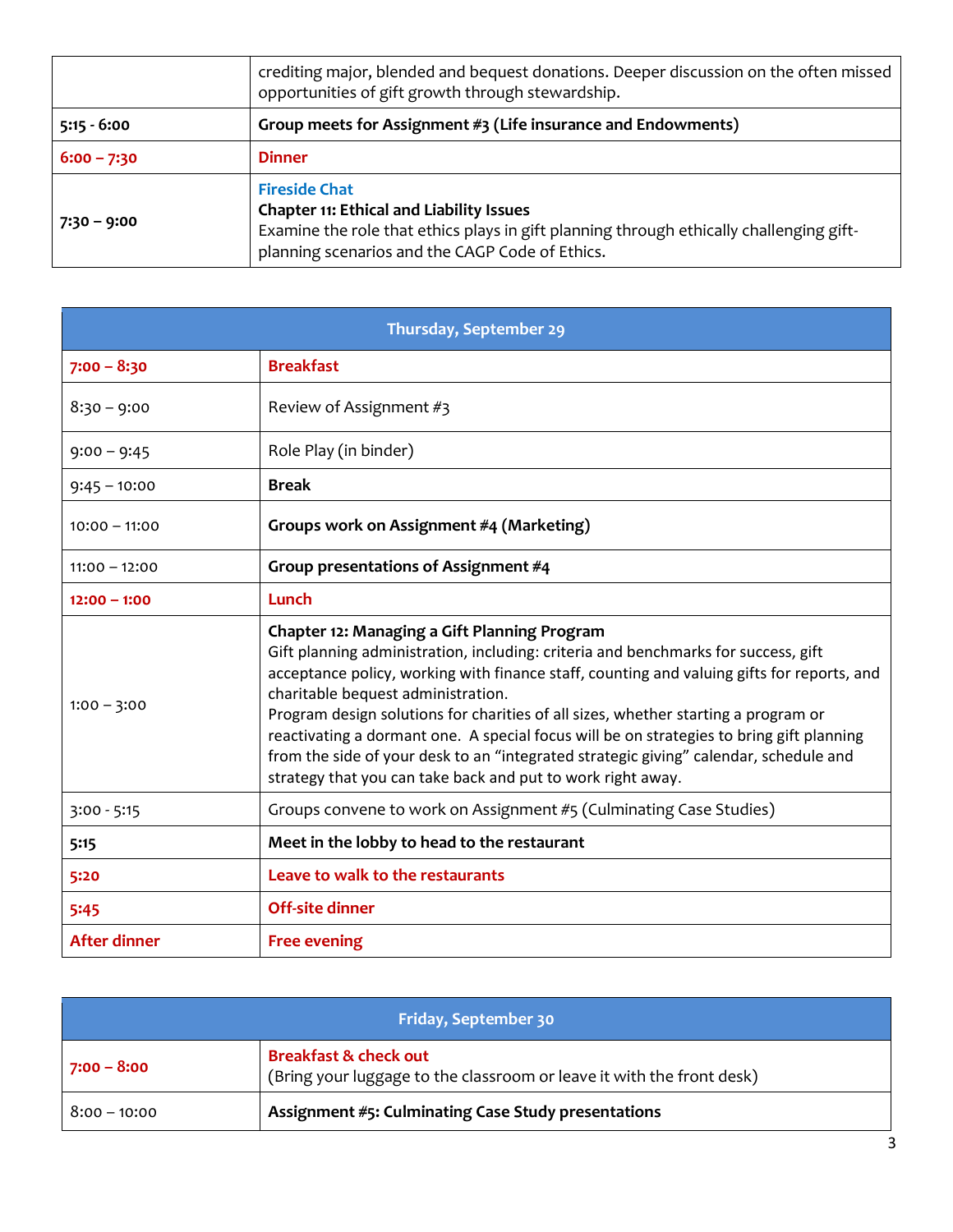| | |
|---|---|
| | crediting major, blended and bequest donations. Deeper discussion on the often missed opportunities of gift growth through stewardship. |
| **5:15 - 6:00** | **Group meets for Assignment #3 (Life insurance and Endowments)** |
| **6:00 – 7:30** | **Dinner** |
| **7:30 – 9:00** | **Fireside Chat**<br>**Chapter 11: Ethical and Liability Issues**<br>Examine the role that ethics plays in gift planning through ethically challenging gift-planning scenarios and the CAGP Code of Ethics. |

| Thursday, September 29 | |
|---|---|
| **7:00 – 8:30** | **Breakfast** |
| 8:30 – 9:00 | Review of Assignment #3 |
| 9:00 – 9:45 | Role Play (in binder) |
| 9:45 – 10:00 | **Break** |
| 10:00 – 11:00 | **Groups work on Assignment #4 (Marketing)** |
| 11:00 – 12:00 | **Group presentations of Assignment #4** |
| **12:00 – 1:00** | **Lunch** |
| 1:00 – 3:00 | **Chapter 12: Managing a Gift Planning Program**<br>Gift planning administration, including: criteria and benchmarks for success, gift acceptance policy, working with finance staff, counting and valuing gifts for reports, and charitable bequest administration.<br>Program design solutions for charities of all sizes, whether starting a program or reactivating a dormant one. A special focus will be on strategies to bring gift planning from the side of your desk to an "integrated strategic giving" calendar, schedule and strategy that you can take back and put to work right away. |
| 3:00 - 5:15 | Groups convene to work on Assignment #5 (Culminating Case Studies) |
| **5:15** | **Meet in the lobby to head to the restaurant** |
| **5:20** | **Leave to walk to the restaurants** |
| **5:45** | **Off-site dinner** |
| **After dinner** | **Free evening** |

| Friday, September 30 | |
|---|---|
| **7:00 – 8:00** | **Breakfast & check out**<br>(Bring your luggage to the classroom or leave it with the front desk) |
| 8:00 – 10:00 | **Assignment #5: Culminating Case Study presentations** |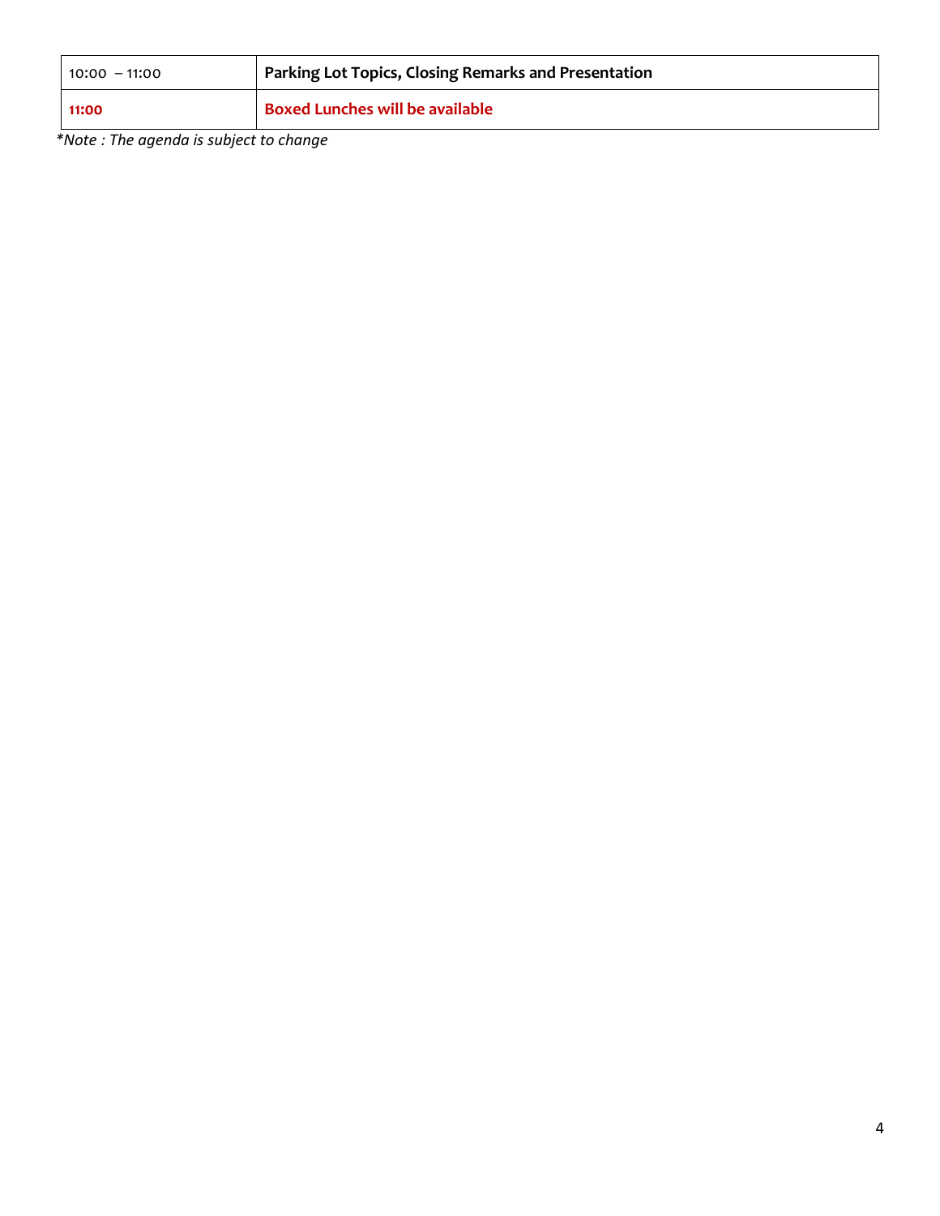| | |
|---|---|
| 10:00 – 11:00 | **Parking Lot Topics, Closing Remarks and Presentation** |
| **11:00** | **Boxed Lunches will be available** |

**Note : The agenda is subject to change*